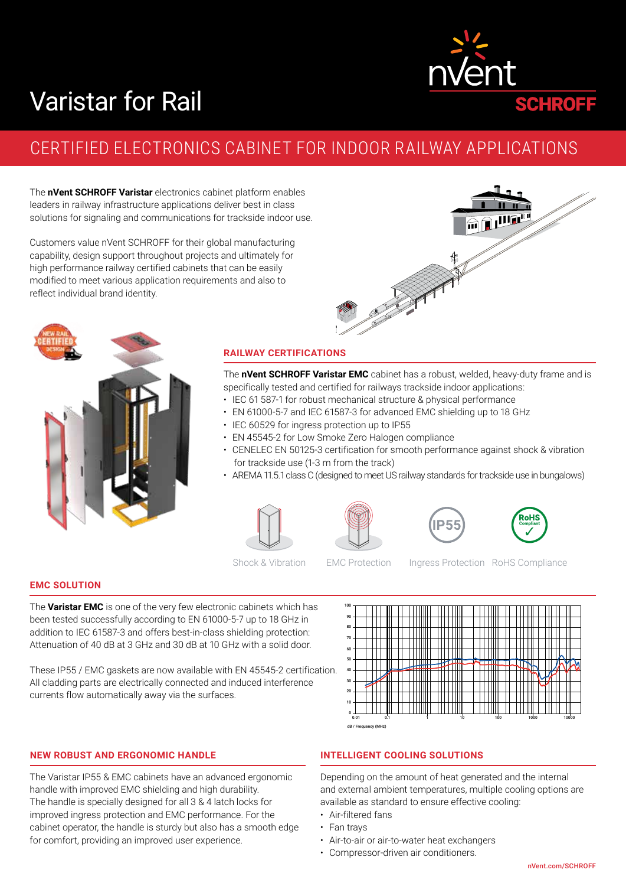# Varistar for Rail

## CERTIFIED ELECTRONICS CABINET FOR INDOOR RAILWAY APPLICATIONS

The **nVent SCHROFF Varistar** electronics cabinet platform enables leaders in railway infrastructure applications deliver best in class solutions for signaling and communications for trackside indoor use.

Customers value nVent SCHROFF for their global manufacturing capability, design support throughout projects and ultimately for high performance railway certified cabinets that can be easily modified to meet various application requirements and also to reflect individual brand identity.

### RAILWAY CERTIFICATIONS

The **nVent SCHROFF Varistar EMC** cabinet has a robust, welded, heavy-duty frame and is specifically tested and certified for railways trackside indoor applications:

- IEC 61 587-1 for robust mechanical structure & physical performance
- EN 61000-5-7 and IEC 61587-3 for advanced EMC shielding up to 18 GHz
- IEC 60529 for ingress protection up to IP55
- EN 45545-2 for Low Smoke Zero Halogen compliance
- CENELEC EN 50125-3 certification for smooth performance against shock & vibration for trackside use (1-3 m from the track)
- AREMA 11.5.1 class C (designed to meet US railway standards for trackside use in bungalows)

Shock & Vibration | EMC Protection | Ingress Protection | RoHS Compliance

### EMC SOLUTION

The **Varistar EMC** is one of the very few electronic cabinets which has been tested successfully according to EN 61000-5-7 up to 18 GHz in addition to IEC 61587-3 and offers best-in-class shielding protection: Attenuation of 40 dB at 3 GHz and 30 dB at 10 GHz with a solid door.

These IP55 / EMC gaskets are now available with EN 45545-2 certification. All cladding parts are electrically connected and induced interference currents flow automatically away via the surfaces.

dB / Frequency (MHz)

### NEW ROBUST AND ERGONOMIC HANDLE

The Varistar IP55 & EMC cabinets have an advanced ergonomic handle with improved EMC shielding and high durability. The handle is specially designed for all 3 & 4 latch locks for improved ingress protection and EMC performance. For the cabinet operator, the handle is sturdy but also has a smooth edge for comfort, providing an improved user experience.

### INTELLIGENT COOLING SOLUTIONS

Depending on the amount of heat generated and the internal and external ambient temperatures, multiple cooling options are available as standard to ensure effective cooling:

- Air-filtered fans
- Fan trays
- Air-to-air or air-to-water heat exchangers
- Compressor-driven air conditioners.

nVent.com/SCHROFF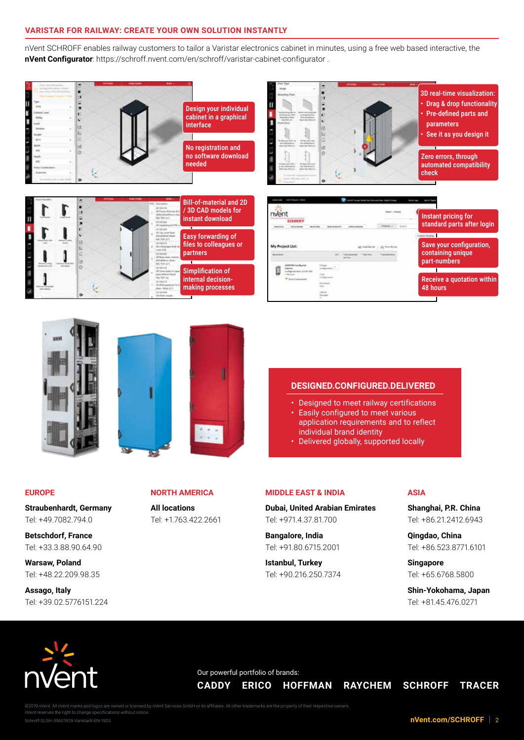## VARISTAR FOR RAILWAY: CREATE YOUR OWN SOLUTION INSTANTLY

nVent SCHROFF enables railway customers to tailor a Varistar electronics cabinet in minutes, using a free web based interactive, the **nVent Configurator**: https://schroff.nvent.com/en/schroff/varistar-cabinet-configurator .

Design your individual cabinet in a graphical interface

No registration and no software download needed

3D real-time visualization:

- Drag & drop functionality
- Pre-defined parts and parameters
- See it as you design it

Zero errors, through automated compatibility check

Bill-of-material and 2D / 3D CAD models for instant download

Easy forwarding of files to colleagues or partners

Simplification of internal decision-making processes

Instant pricing for standard parts after login

Save your configuration, containing unique part-numbers

Receive a quotation within 48 hours

### DESIGNED.CONFIGURED.DELIVERED

- Designed to meet railway certifications
- Easily configured to meet various application requirements and to reflect individual brand identity
- Delivered globally, supported locally

#### EUROPE

**Straubenhardt, Germany**
Tel: +49.7082.794.0

**Betschdorf, France**
Tel: +33.3.88.90.64.90

**Warsaw, Poland**
Tel: +48.22.209.98.35

**Assago, Italy**
Tel: +39.02.5776151.224

#### NORTH AMERICA

**All locations**
Tel: +1.763.422.2661

#### MIDDLE EAST & INDIA

**Dubai, United Arabian Emirates**
Tel: +971.4.37.81.700

**Bangalore, India**
Tel: +91.80.6715.2001

**Istanbul, Turkey**
Tel: +90.216.250.7374

#### ASIA

**Shanghai, P.R. China**
Tel: +86.21.2412.6943

**Qingdao, China**
Tel: +86.523.8771.6101

**Singapore**
Tel: +65.6768.5800

**Shin-Yokohama, Japan**
Tel: +81.45.476.0271

nVent

Our powerful portfolio of brands:
**CADDY ERICO HOFFMAN RAYCHEM SCHROFF TRACER**

©2019 nVent. All nVent marks and logos are owned or licensed by nVent Services GmbH or its affiliates. All other trademarks are the property of their respective owners. nVent reserves the right to change specifications without notice.

Schroff-SLSH-39601929-VaristarR-EN-1903

**nVent.com/SCHROFF**